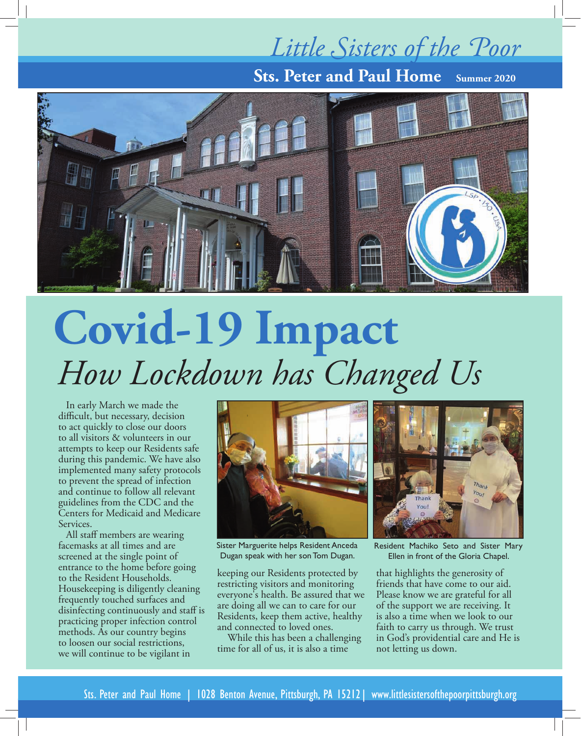# Little Sisters of the Poor

**Sts. Peter and Paul Home** **Summer 2020**

# Covid-19 Impact

## *How Lockdown has Changed Us*

In early March we made the difficult, but necessary, decision to act quickly to close our doors to all visitors & volunteers in our attempts to keep our Residents safe during this pandemic. We have also implemented many safety protocols to prevent the spread of infection and continue to follow all relevant guidelines from the CDC and the Centers for Medicaid and Medicare Services.

All staff members are wearing facemasks at all times and are screened at the single point of entrance to the home before going to the Resident Households. Housekeeping is diligently cleaning frequently touched surfaces and disinfecting continuously and staff is practicing proper infection control methods. As our country begins to loosen our social restrictions, we will continue to be vigilant in keeping our Residents protected by restricting visitors and monitoring everyone's health. Be assured that we are doing all we can to care for our Residents, keep them active, healthy and connected to loved ones.

While this has been a challenging time for all of us, it is also a time that highlights the generosity of friends that have come to our aid. Please know we are grateful for all of the support we are receiving. It is also a time when we look to our faith to carry us through. We trust in God's providential care and He is not letting us down.

Sister Marguerite helps Resident Anceda Dugan speak with her son Tom Dugan.

Resident Machiko Seto and Sister Mary Ellen in front of the Gloria Chapel.

Sts. Peter and Paul Home | 1028 Benton Avenue, Pittsburgh, PA 15212 | www.littlesistersofthepoorpittsburgh.org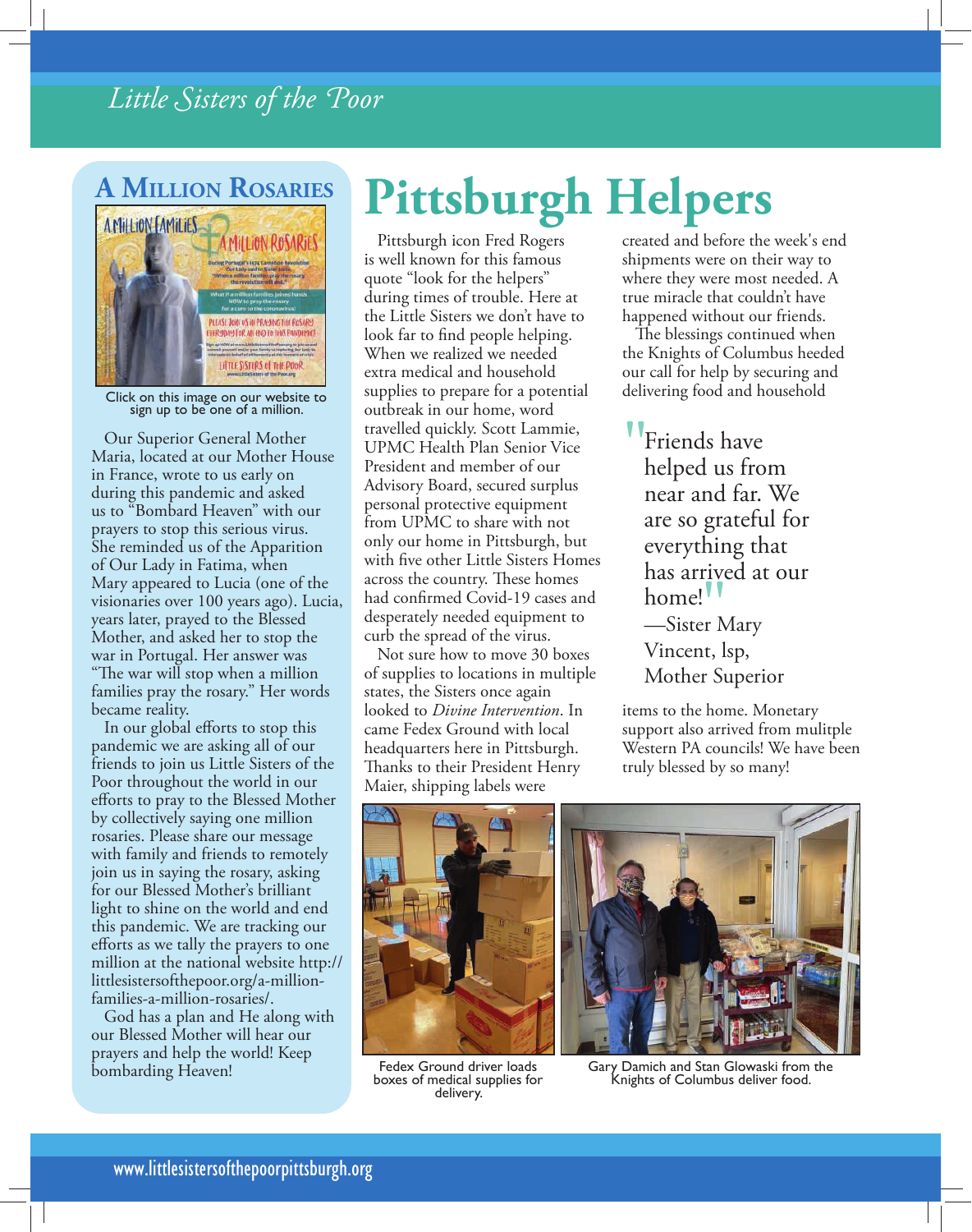## A Million Rosaries

Click on this image on our website to sign up to be one of a million.

Our Superior General Mother Maria, located at our Mother House in France, wrote to us early on during this pandemic and asked us to "Bombard Heaven" with our prayers to stop this serious virus. She reminded us of the Apparition of Our Lady in Fatima, when Mary appeared to Lucia (one of the visionaries over 100 years ago). Lucia, years later, prayed to the Blessed Mother, and asked her to stop the war in Portugal. Her answer was "The war will stop when a million families pray the rosary." Her words became reality.

In our global efforts to stop this pandemic we are asking all of our friends to join us Little Sisters of the Poor throughout the world in our efforts to pray to the Blessed Mother by collectively saying one million rosaries. Please share our message with family and friends to remotely join us in saying the rosary, asking for our Blessed Mother's brilliant light to shine on the world and end this pandemic. We are tracking our efforts as we tally the prayers to one million at the national website http://littlesistersofthepoor.org/a-million-families-a-million-rosaries/.

God has a plan and He along with our Blessed Mother will hear our prayers and help the world! Keep bombarding Heaven!

# Pittsburgh Helpers

Pittsburgh icon Fred Rogers is well known for this famous quote "look for the helpers" during times of trouble. Here at the Little Sisters we don't have to look far to find people helping. When we realized we needed extra medical and household supplies to prepare for a potential outbreak in our home, word travelled quickly. Scott Lammie, UPMC Health Plan Senior Vice President and member of our Advisory Board, secured surplus personal protective equipment from UPMC to share with not only our home in Pittsburgh, but with five other Little Sisters Homes across the country. These homes had confirmed Covid-19 cases and desperately needed equipment to curb the spread of the virus.

Not sure how to move 30 boxes of supplies to locations in multiple states, the Sisters once again looked to *Divine Intervention*. In came Fedex Ground with local headquarters here in Pittsburgh. Thanks to their President Henry Maier, shipping labels were created and before the week's end shipments were on their way to where they were most needed. A true miracle that couldn't have happened without our friends.

The blessings continued when the Knights of Columbus heeded our call for help by securing and delivering food and household items to the home. Monetary support also arrived from mulitple Western PA councils! We have been truly blessed by so many!

> "Friends have helped us from near and far. We are so grateful for everything that has arrived at our home!"
>
> —Sister Mary Vincent, lsp, Mother Superior

Fedex Ground driver loads boxes of medical supplies for delivery.

Gary Damich and Stan Glowaski from the Knights of Columbus deliver food.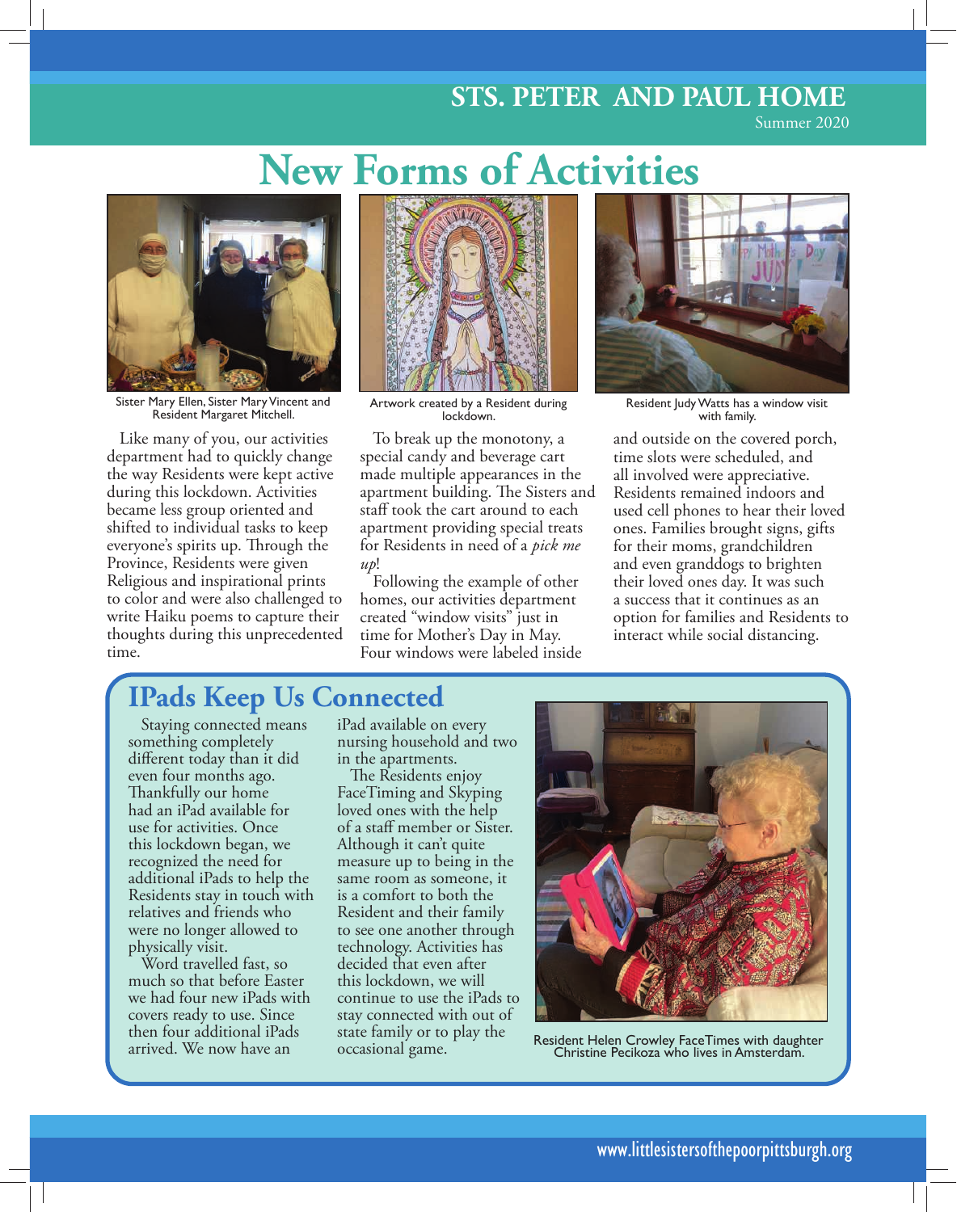# New Forms of Activities

Sister Mary Ellen, Sister Mary Vincent and Resident Margaret Mitchell.

Artwork created by a Resident during lockdown.

Resident Judy Watts has a window visit with family.

Like many of you, our activities department had to quickly change the way Residents were kept active during this lockdown. Activities became less group oriented and shifted to individual tasks to keep everyone's spirits up. Through the Province, Residents were given Religious and inspirational prints to color and were also challenged to write Haiku poems to capture their thoughts during this unprecedented time.

To break up the monotony, a special candy and beverage cart made multiple appearances in the apartment building. The Sisters and staff took the cart around to each apartment providing special treats for Residents in need of a *pick me up*!

Following the example of other homes, our activities department created "window visits" just in time for Mother's Day in May. Four windows were labeled inside and outside on the covered porch, time slots were scheduled, and all involved were appreciative. Residents remained indoors and used cell phones to hear their loved ones. Families brought signs, gifts for their moms, grandchildren and even granddogs to brighten their loved ones day. It was such a success that it continues as an option for families and Residents to interact while social distancing.

## IPads Keep Us Connected

Staying connected means something completely different today than it did even four months ago. Thankfully our home had an iPad available for use for activities. Once this lockdown began, we recognized the need for additional iPads to help the Residents stay in touch with relatives and friends who were no longer allowed to physically visit.

Word travelled fast, so much so that before Easter we had four new iPads with covers ready to use. Since then four additional iPads arrived. We now have an iPad available on every nursing household and two in the apartments.

The Residents enjoy FaceTiming and Skyping loved ones with the help of a staff member or Sister. Although it can't quite measure up to being in the same room as someone, it is a comfort to both the Resident and their family to see one another through technology. Activities has decided that even after this lockdown, we will continue to use the iPads to stay connected with out of state family or to play the occasional game.

Resident Helen Crowley FaceTimes with daughter Christine Pecikoza who lives in Amsterdam.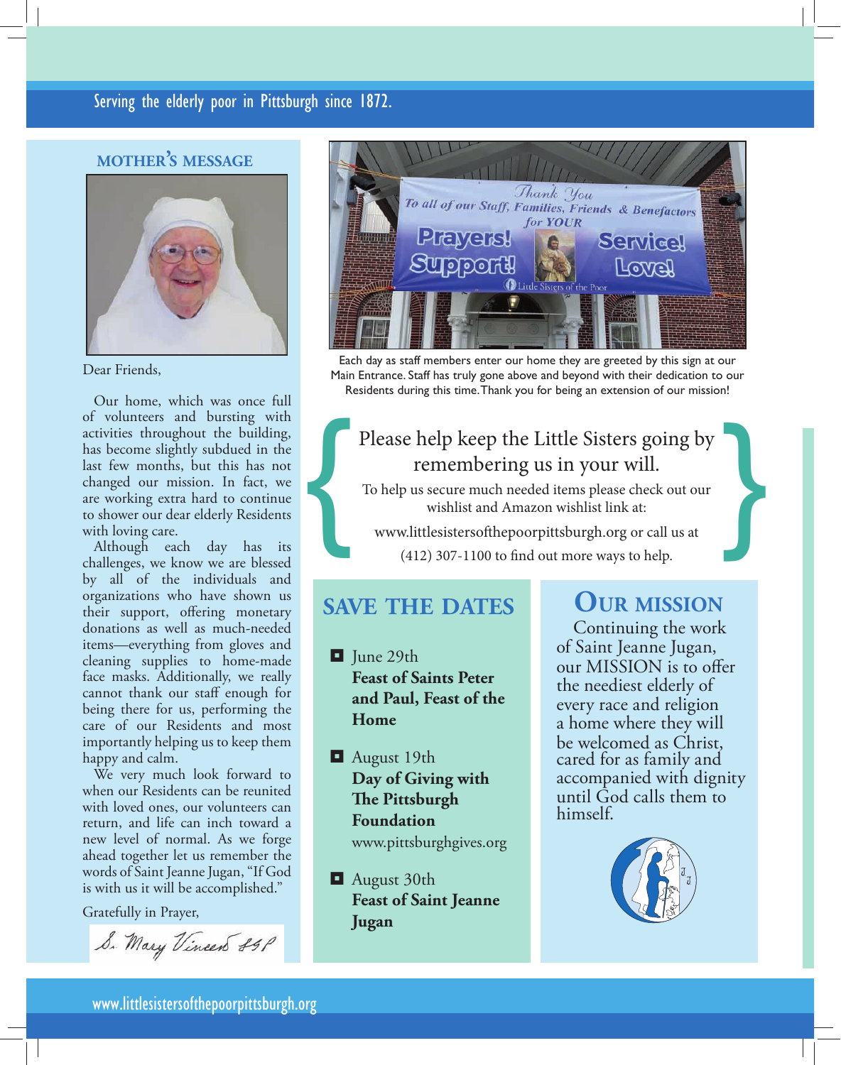Serving the elderly poor in Pittsburgh since 1872.

## MOTHER'S MESSAGE

Dear Friends,

Our home, which was once full of volunteers and bursting with activities throughout the building, has become slightly subdued in the last few months, but this has not changed our mission. In fact, we are working extra hard to continue to shower our dear elderly Residents with loving care.

Although each day has its challenges, we know we are blessed by all of the individuals and organizations who have shown us their support, offering monetary donations as well as much-needed items—everything from gloves and cleaning supplies to home-made face masks. Additionally, we really cannot thank our staff enough for being there for us, performing the care of our Residents and most importantly helping us to keep them happy and calm.

We very much look forward to when our Residents can be reunited with loved ones, our volunteers can return, and life can inch toward a new level of normal. As we forge ahead together let us remember the words of Saint Jeanne Jugan, "If God is with us it will be accomplished."

Gratefully in Prayer,

S. Mary Vincent lsp

Thank You To all of our Staff, Families, Friends & Benefactors for YOUR Prayers! Service! Support! Love! Little Sisters of the Poor

Each day as staff members enter our home they are greeted by this sign at our Main Entrance. Staff has truly gone above and beyond with their dedication to our Residents during this time. Thank you for being an extension of our mission!

Please help keep the Little Sisters going by remembering us in your will.

To help us secure much needed items please check out our wishlist and Amazon wishlist link at:

www.littlesistersofthepoorpittsburgh.org or call us at (412) 307-1100 to find out more ways to help.

## SAVE THE DATES

- June 29th **Feast of Saints Peter and Paul, Feast of the Home**
- August 19th **Day of Giving with The Pittsburgh Foundation** www.pittsburghgives.org
- August 30th **Feast of Saint Jeanne Jugan**

## OUR MISSION

Continuing the work of Saint Jeanne Jugan, our MISSION is to offer the neediest elderly of every race and religion a home where they will be welcomed as Christ, cared for as family and accompanied with dignity until God calls them to himself.

www.littlesistersofthepoorpittsburgh.org